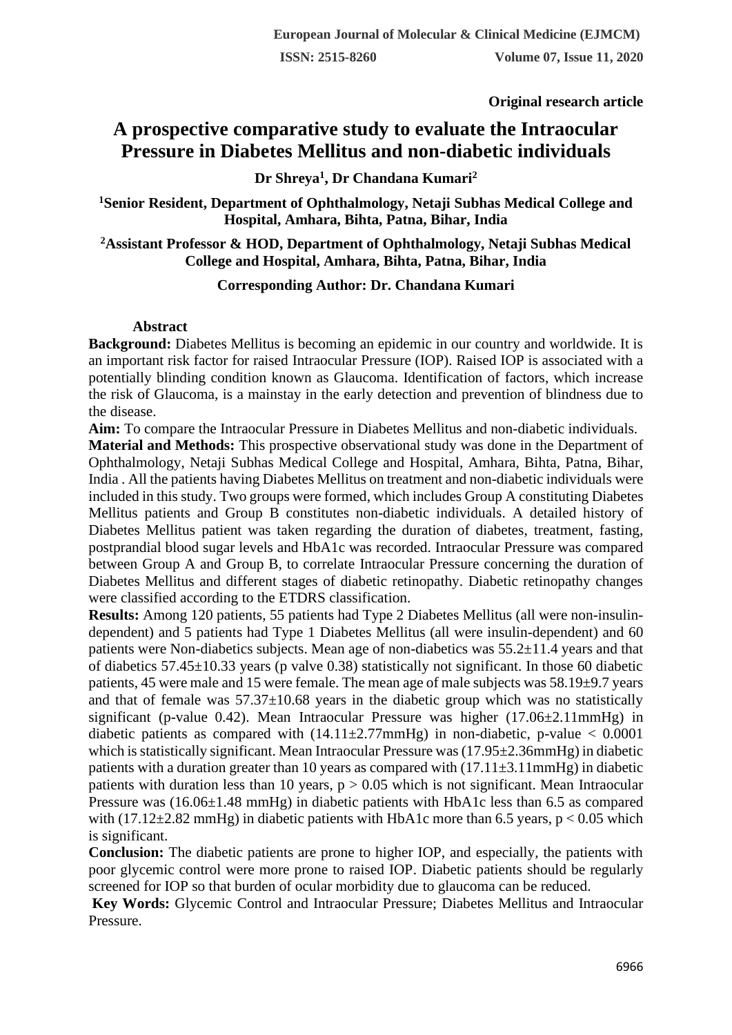Original research article

# A prospective comparative study to evaluate the Intraocular Pressure in Diabetes Mellitus and non-diabetic individuals

**Dr Shreya[1], Dr Chandana Kumari[2]**

**[1]Senior Resident, Department of Ophthalmology, Netaji Subhas Medical College and Hospital, Amhara, Bihta, Patna, Bihar, India**

**[2]Assistant Professor & HOD, Department of Ophthalmology, Netaji Subhas Medical College and Hospital, Amhara, Bihta, Patna, Bihar, India**

**Corresponding Author: Dr. Chandana Kumari**

## Abstract

**Background:** Diabetes Mellitus is becoming an epidemic in our country and worldwide. It is an important risk factor for raised Intraocular Pressure (IOP). Raised IOP is associated with a potentially blinding condition known as Glaucoma. Identification of factors, which increase the risk of Glaucoma, is a mainstay in the early detection and prevention of blindness due to the disease.

**Aim:** To compare the Intraocular Pressure in Diabetes Mellitus and non-diabetic individuals.

**Material and Methods:** This prospective observational study was done in the Department of Ophthalmology, Netaji Subhas Medical College and Hospital, Amhara, Bihta, Patna, Bihar, India . All the patients having Diabetes Mellitus on treatment and non-diabetic individuals were included in this study. Two groups were formed, which includes Group A constituting Diabetes Mellitus patients and Group B constitutes non-diabetic individuals. A detailed history of Diabetes Mellitus patient was taken regarding the duration of diabetes, treatment, fasting, postprandial blood sugar levels and HbA1c was recorded. Intraocular Pressure was compared between Group A and Group B, to correlate Intraocular Pressure concerning the duration of Diabetes Mellitus and different stages of diabetic retinopathy. Diabetic retinopathy changes were classified according to the ETDRS classification.

**Results:** Among 120 patients, 55 patients had Type 2 Diabetes Mellitus (all were non-insulin-dependent) and 5 patients had Type 1 Diabetes Mellitus (all were insulin-dependent) and 60 patients were Non-diabetics subjects. Mean age of non-diabetics was 55.2±11.4 years and that of diabetics 57.45±10.33 years (p valve 0.38) statistically not significant. In those 60 diabetic patients, 45 were male and 15 were female. The mean age of male subjects was 58.19±9.7 years and that of female was 57.37±10.68 years in the diabetic group which was no statistically significant (p-value 0.42). Mean Intraocular Pressure was higher (17.06±2.11mmHg) in diabetic patients as compared with (14.11±2.77mmHg) in non-diabetic, p-value $< 0.0001$ which is statistically significant. Mean Intraocular Pressure was (17.95±2.36mmHg) in diabetic patients with a duration greater than 10 years as compared with (17.11±3.11mmHg) in diabetic patients with duration less than 10 years, $p > 0.05$ which is not significant. Mean Intraocular Pressure was (16.06±1.48 mmHg) in diabetic patients with HbA1c less than 6.5 as compared with (17.12±2.82 mmHg) in diabetic patients with HbA1c more than 6.5 years, $p < 0.05$ which is significant.

**Conclusion:** The diabetic patients are prone to higher IOP, and especially, the patients with poor glycemic control were more prone to raised IOP. Diabetic patients should be regularly screened for IOP so that burden of ocular morbidity due to glaucoma can be reduced.

**Key Words:** Glycemic Control and Intraocular Pressure; Diabetes Mellitus and Intraocular Pressure.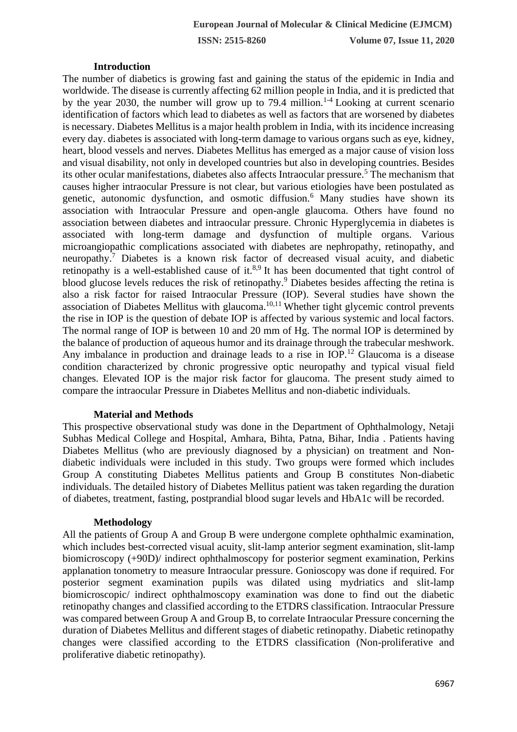## Introduction

The number of diabetics is growing fast and gaining the status of the epidemic in India and worldwide. The disease is currently affecting 62 million people in India, and it is predicted that by the year 2030, the number will grow up to 79.4 million.[1-4] Looking at current scenario identification of factors which lead to diabetes as well as factors that are worsened by diabetes is necessary. Diabetes Mellitus is a major health problem in India, with its incidence increasing every day. diabetes is associated with long-term damage to various organs such as eye, kidney, heart, blood vessels and nerves. Diabetes Mellitus has emerged as a major cause of vision loss and visual disability, not only in developed countries but also in developing countries. Besides its other ocular manifestations, diabetes also affects Intraocular pressure.[5] The mechanism that causes higher intraocular Pressure is not clear, but various etiologies have been postulated as genetic, autonomic dysfunction, and osmotic diffusion.[6] Many studies have shown its association with Intraocular Pressure and open-angle glaucoma. Others have found no association between diabetes and intraocular pressure. Chronic Hyperglycemia in diabetes is associated with long-term damage and dysfunction of multiple organs. Various microangiopathic complications associated with diabetes are nephropathy, retinopathy, and neuropathy.[7] Diabetes is a known risk factor of decreased visual acuity, and diabetic retinopathy is a well-established cause of it.[8,9] It has been documented that tight control of blood glucose levels reduces the risk of retinopathy.[9] Diabetes besides affecting the retina is also a risk factor for raised Intraocular Pressure (IOP). Several studies have shown the association of Diabetes Mellitus with glaucoma.[10,11] Whether tight glycemic control prevents the rise in IOP is the question of debate IOP is affected by various systemic and local factors. The normal range of IOP is between 10 and 20 mm of Hg. The normal IOP is determined by the balance of production of aqueous humor and its drainage through the trabecular meshwork. Any imbalance in production and drainage leads to a rise in IOP.[12] Glaucoma is a disease condition characterized by chronic progressive optic neuropathy and typical visual field changes. Elevated IOP is the major risk factor for glaucoma. The present study aimed to compare the intraocular Pressure in Diabetes Mellitus and non-diabetic individuals.

## Material and Methods

This prospective observational study was done in the Department of Ophthalmology, Netaji Subhas Medical College and Hospital, Amhara, Bihta, Patna, Bihar, India . Patients having Diabetes Mellitus (who are previously diagnosed by a physician) on treatment and Non-diabetic individuals were included in this study. Two groups were formed which includes Group A constituting Diabetes Mellitus patients and Group B constitutes Non-diabetic individuals. The detailed history of Diabetes Mellitus patient was taken regarding the duration of diabetes, treatment, fasting, postprandial blood sugar levels and HbA1c will be recorded.

## Methodology

All the patients of Group A and Group B were undergone complete ophthalmic examination, which includes best-corrected visual acuity, slit-lamp anterior segment examination, slit-lamp biomicroscopy (+90D)/ indirect ophthalmoscopy for posterior segment examination, Perkins applanation tonometry to measure Intraocular pressure. Gonioscopy was done if required. For posterior segment examination pupils was dilated using mydriatics and slit-lamp biomicroscopic/ indirect ophthalmoscopy examination was done to find out the diabetic retinopathy changes and classified according to the ETDRS classification. Intraocular Pressure was compared between Group A and Group B, to correlate Intraocular Pressure concerning the duration of Diabetes Mellitus and different stages of diabetic retinopathy. Diabetic retinopathy changes were classified according to the ETDRS classification (Non-proliferative and proliferative diabetic retinopathy).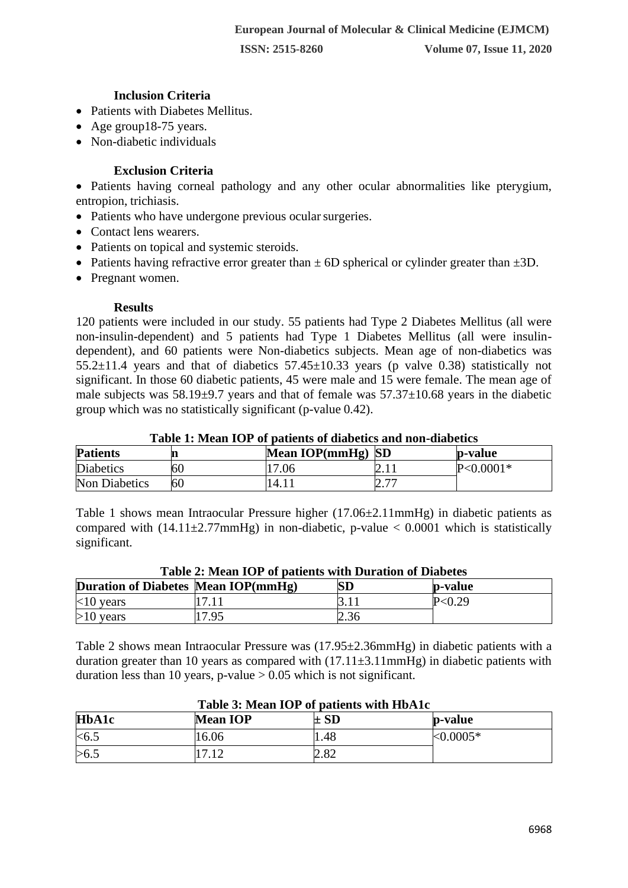### Inclusion Criteria

- Patients with Diabetes Mellitus.
- Age group18-75 years.
- Non-diabetic individuals

### Exclusion Criteria

- Patients having corneal pathology and any other ocular abnormalities like pterygium, entropion, trichiasis.
- Patients who have undergone previous ocular surgeries.
- Contact lens wearers.
- Patients on topical and systemic steroids.
- Patients having refractive error greater than ± 6D spherical or cylinder greater than ±3D.
- Pregnant women.

### Results

120 patients were included in our study. 55 patients had Type 2 Diabetes Mellitus (all were non-insulin-dependent) and 5 patients had Type 1 Diabetes Mellitus (all were insulin-dependent), and 60 patients were Non-diabetics subjects. Mean age of non-diabetics was 55.2±11.4 years and that of diabetics 57.45±10.33 years (p valve 0.38) statistically not significant. In those 60 diabetic patients, 45 were male and 15 were female. The mean age of male subjects was 58.19±9.7 years and that of female was 57.37±10.68 years in the diabetic group which was no statistically significant (p-value 0.42).

**Table 1: Mean IOP of patients of diabetics and non-diabetics**

| Patients | n | Mean IOP(mmHg) | SD | p-value |
|---|---|---|---|---|
| Diabetics | 60 | 17.06 | 2.11 | P<0.0001* |
| Non Diabetics | 60 | 14.11 | 2.77 | |

Table 1 shows mean Intraocular Pressure higher (17.06±2.11mmHg) in diabetic patients as compared with (14.11±2.77mmHg) in non-diabetic, p-value < 0.0001 which is statistically significant.

**Table 2: Mean IOP of patients with Duration of Diabetes**

| Duration of Diabetes | Mean IOP(mmHg) | SD | p-value |
|---|---|---|---|
| <10 years | 17.11 | 3.11 | P<0.29 |
| >10 years | 17.95 | 2.36 | |

Table 2 shows mean Intraocular Pressure was (17.95±2.36mmHg) in diabetic patients with a duration greater than 10 years as compared with (17.11±3.11mmHg) in diabetic patients with duration less than 10 years, p-value > 0.05 which is not significant.

**Table 3: Mean IOP of patients with HbA1c**

| HbA1c | Mean IOP | ± SD | p-value |
|---|---|---|---|
| <6.5 | 16.06 | 1.48 | <0.0005* |
| >6.5 | 17.12 | 2.82 | |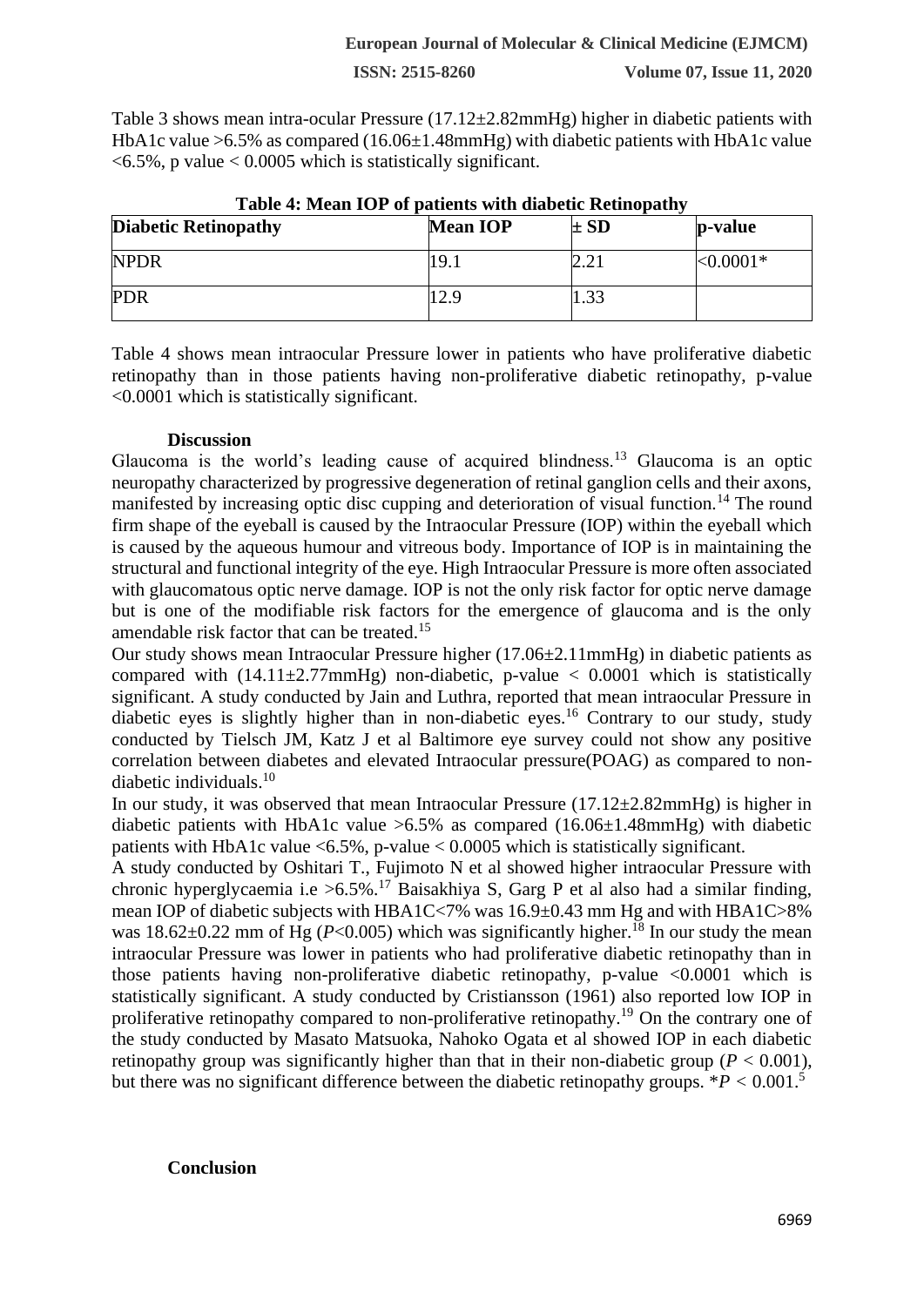Table 3 shows mean intra-ocular Pressure (17.12±2.82mmHg) higher in diabetic patients with HbA1c value >6.5% as compared (16.06±1.48mmHg) with diabetic patients with HbA1c value <6.5%, p value < 0.0005 which is statistically significant.

**Table 4: Mean IOP of patients with diabetic Retinopathy**

| Diabetic Retinopathy | Mean IOP | ± SD | p-value |
|---|---|---|---|
| NPDR | 19.1 | 2.21 | <0.0001* |
| PDR | 12.9 | 1.33 | |

Table 4 shows mean intraocular Pressure lower in patients who have proliferative diabetic retinopathy than in those patients having non-proliferative diabetic retinopathy, p-value <0.0001 which is statistically significant.

## Discussion

Glaucoma is the world's leading cause of acquired blindness.[13] Glaucoma is an optic neuropathy characterized by progressive degeneration of retinal ganglion cells and their axons, manifested by increasing optic disc cupping and deterioration of visual function.[14] The round firm shape of the eyeball is caused by the Intraocular Pressure (IOP) within the eyeball which is caused by the aqueous humour and vitreous body. Importance of IOP is in maintaining the structural and functional integrity of the eye. High Intraocular Pressure is more often associated with glaucomatous optic nerve damage. IOP is not the only risk factor for optic nerve damage but is one of the modifiable risk factors for the emergence of glaucoma and is the only amendable risk factor that can be treated.[15]

Our study shows mean Intraocular Pressure higher (17.06±2.11mmHg) in diabetic patients as compared with (14.11±2.77mmHg) non-diabetic, p-value < 0.0001 which is statistically significant. A study conducted by Jain and Luthra, reported that mean intraocular Pressure in diabetic eyes is slightly higher than in non-diabetic eyes.[16] Contrary to our study, study conducted by Tielsch JM, Katz J et al Baltimore eye survey could not show any positive correlation between diabetes and elevated Intraocular pressure(POAG) as compared to non-diabetic individuals.[10]

In our study, it was observed that mean Intraocular Pressure (17.12±2.82mmHg) is higher in diabetic patients with HbA1c value >6.5% as compared (16.06±1.48mmHg) with diabetic patients with HbA1c value <6.5%, p-value < 0.0005 which is statistically significant.

A study conducted by Oshitari T., Fujimoto N et al showed higher intraocular Pressure with chronic hyperglycaemia i.e >6.5%.[17] Baisakhiya S, Garg P et al also had a similar finding, mean IOP of diabetic subjects with HBA1C<7% was 16.9±0.43 mm Hg and with HBA1C>8% was 18.62±0.22 mm of Hg ($P<0.005$) which was significantly higher.[18] In our study the mean intraocular Pressure was lower in patients who had proliferative diabetic retinopathy than in those patients having non-proliferative diabetic retinopathy, p-value <0.0001 which is statistically significant. A study conducted by Cristiansson (1961) also reported low IOP in proliferative retinopathy compared to non-proliferative retinopathy.[19] On the contrary one of the study conducted by Masato Matsuoka, Nahoko Ogata et al showed IOP in each diabetic retinopathy group was significantly higher than that in their non-diabetic group ($P < 0.001$), but there was no significant difference between the diabetic retinopathy groups. *$P < 0.001$.[5]

## Conclusion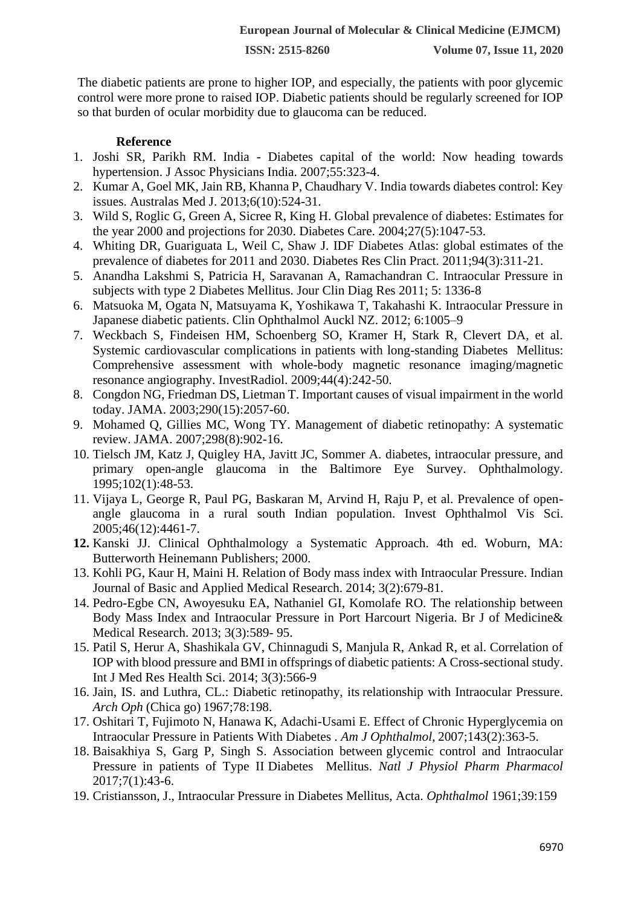The diabetic patients are prone to higher IOP, and especially, the patients with poor glycemic control were more prone to raised IOP. Diabetic patients should be regularly screened for IOP so that burden of ocular morbidity due to glaucoma can be reduced.

## Reference

1. Joshi SR, Parikh RM. India - Diabetes capital of the world: Now heading towards hypertension. J Assoc Physicians India. 2007;55:323-4.
2. Kumar A, Goel MK, Jain RB, Khanna P, Chaudhary V. India towards diabetes control: Key issues. Australas Med J. 2013;6(10):524-31.
3. Wild S, Roglic G, Green A, Sicree R, King H. Global prevalence of diabetes: Estimates for the year 2000 and projections for 2030. Diabetes Care. 2004;27(5):1047-53.
4. Whiting DR, Guariguata L, Weil C, Shaw J. IDF Diabetes Atlas: global estimates of the prevalence of diabetes for 2011 and 2030. Diabetes Res Clin Pract. 2011;94(3):311-21.
5. Anandha Lakshmi S, Patricia H, Saravanan A, Ramachandran C. Intraocular Pressure in subjects with type 2 Diabetes Mellitus. Jour Clin Diag Res 2011; 5: 1336-8
6. Matsuoka M, Ogata N, Matsuyama K, Yoshikawa T, Takahashi K. Intraocular Pressure in Japanese diabetic patients. Clin Ophthalmol Auckl NZ. 2012; 6:1005–9
7. Weckbach S, Findeisen HM, Schoenberg SO, Kramer H, Stark R, Clevert DA, et al. Systemic cardiovascular complications in patients with long-standing Diabetes Mellitus: Comprehensive assessment with whole-body magnetic resonance imaging/magnetic resonance angiography. InvestRadiol. 2009;44(4):242-50.
8. Congdon NG, Friedman DS, Lietman T. Important causes of visual impairment in the world today. JAMA. 2003;290(15):2057-60.
9. Mohamed Q, Gillies MC, Wong TY. Management of diabetic retinopathy: A systematic review. JAMA. 2007;298(8):902-16.
10. Tielsch JM, Katz J, Quigley HA, Javitt JC, Sommer A. diabetes, intraocular pressure, and primary open-angle glaucoma in the Baltimore Eye Survey. Ophthalmology. 1995;102(1):48-53.
11. Vijaya L, George R, Paul PG, Baskaran M, Arvind H, Raju P, et al. Prevalence of open-angle glaucoma in a rural south Indian population. Invest Ophthalmol Vis Sci. 2005;46(12):4461-7.
12. Kanski JJ. Clinical Ophthalmology a Systematic Approach. 4th ed. Woburn, MA: Butterworth Heinemann Publishers; 2000.
13. Kohli PG, Kaur H, Maini H. Relation of Body mass index with Intraocular Pressure. Indian Journal of Basic and Applied Medical Research. 2014; 3(2):679-81.
14. Pedro-Egbe CN, Awoyesuku EA, Nathaniel GI, Komolafe RO. The relationship between Body Mass Index and Intraocular Pressure in Port Harcourt Nigeria. Br J of Medicine& Medical Research. 2013; 3(3):589- 95.
15. Patil S, Herur A, Shashikala GV, Chinnagudi S, Manjula R, Ankad R, et al. Correlation of IOP with blood pressure and BMI in offsprings of diabetic patients: A Cross-sectional study. Int J Med Res Health Sci. 2014; 3(3):566-9
16. Jain, IS. and Luthra, CL.: Diabetic retinopathy, its relationship with Intraocular Pressure. *Arch Oph* (Chica go) 1967;78:198.
17. Oshitari T, Fujimoto N, Hanawa K, Adachi-Usami E. Effect of Chronic Hyperglycemia on Intraocular Pressure in Patients With Diabetes . *Am J Ophthalmol*, 2007;143(2):363-5.
18. Baisakhiya S, Garg P, Singh S. Association between glycemic control and Intraocular Pressure in patients of Type II Diabetes Mellitus. *Natl J Physiol Pharm Pharmacol* 2017;7(1):43-6.
19. Cristiansson, J., Intraocular Pressure in Diabetes Mellitus, Acta. *Ophthalmol* 1961;39:159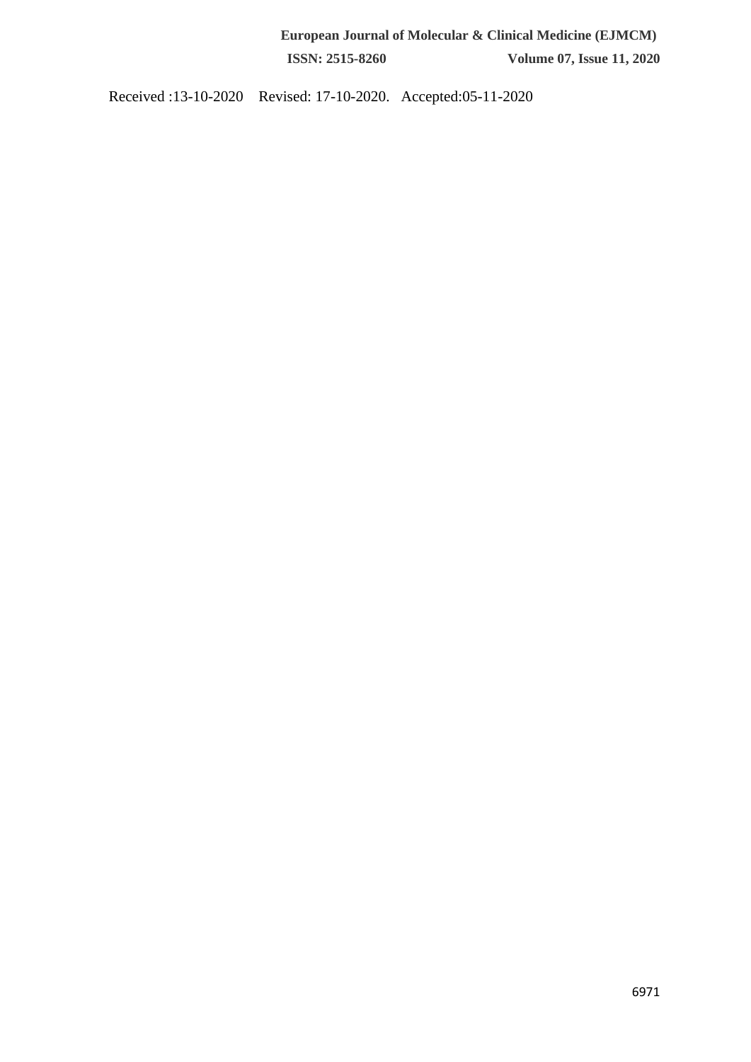Received :13-10-2020 Revised: 17-10-2020. Accepted:05-11-2020